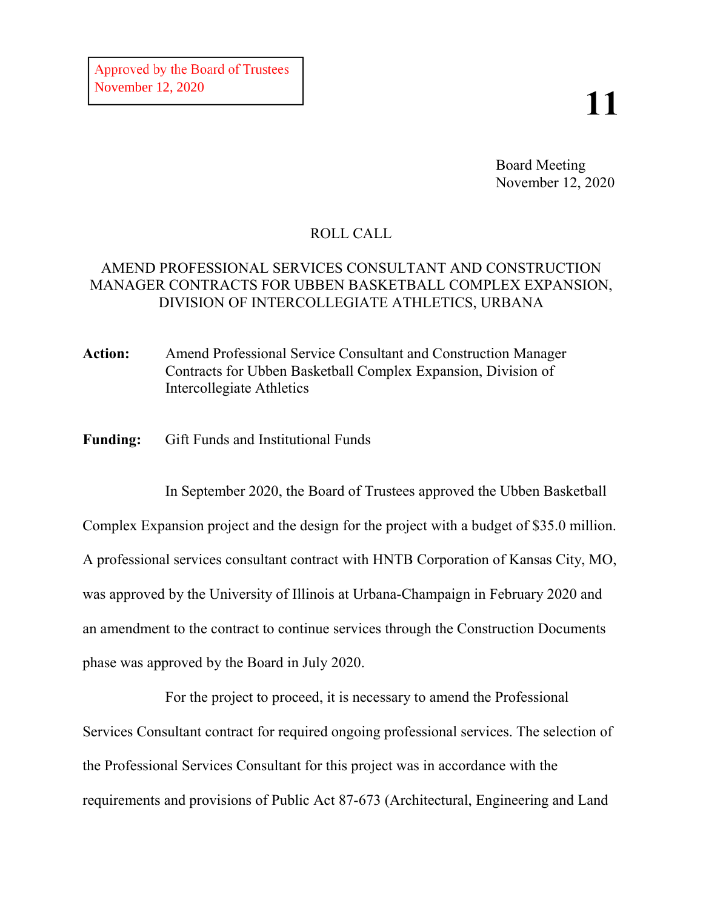Approved by the Board of Trustees
November 12, 2020

**11**

Board Meeting
November 12, 2020

ROLL CALL

AMEND PROFESSIONAL SERVICES CONSULTANT AND CONSTRUCTION MANAGER CONTRACTS FOR UBBEN BASKETBALL COMPLEX EXPANSION, DIVISION OF INTERCOLLEGIATE ATHLETICS, URBANA

**Action:** Amend Professional Service Consultant and Construction Manager Contracts for Ubben Basketball Complex Expansion, Division of Intercollegiate Athletics

**Funding:** Gift Funds and Institutional Funds

In September 2020, the Board of Trustees approved the Ubben Basketball Complex Expansion project and the design for the project with a budget of $35.0 million. A professional services consultant contract with HNTB Corporation of Kansas City, MO, was approved by the University of Illinois at Urbana-Champaign in February 2020 and an amendment to the contract to continue services through the Construction Documents phase was approved by the Board in July 2020.

For the project to proceed, it is necessary to amend the Professional Services Consultant contract for required ongoing professional services. The selection of the Professional Services Consultant for this project was in accordance with the requirements and provisions of Public Act 87-673 (Architectural, Engineering and Land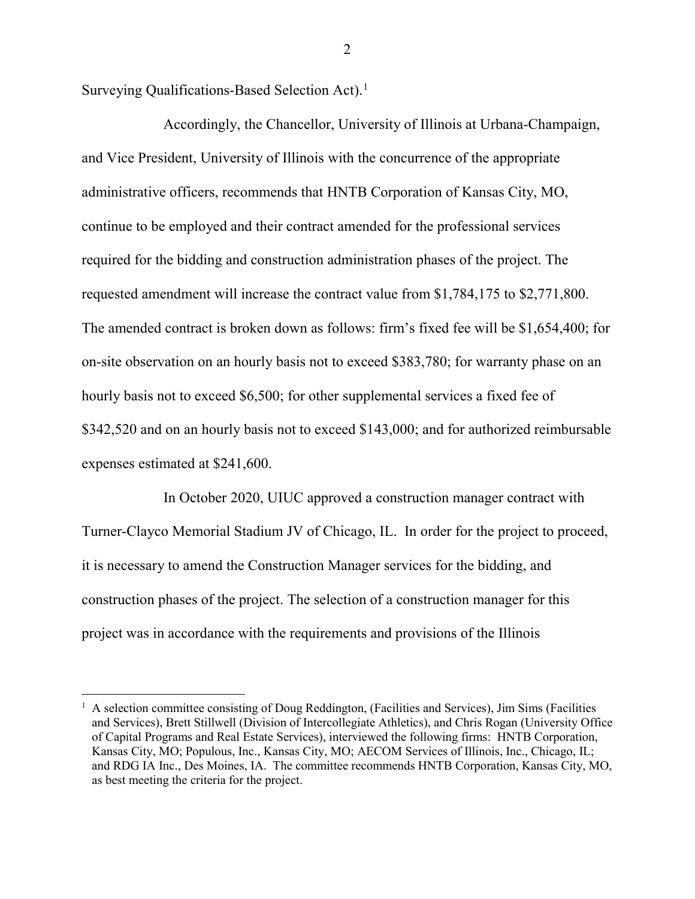Surveying Qualifications-Based Selection Act).[1]

Accordingly, the Chancellor, University of Illinois at Urbana-Champaign, and Vice President, University of Illinois with the concurrence of the appropriate administrative officers, recommends that HNTB Corporation of Kansas City, MO, continue to be employed and their contract amended for the professional services required for the bidding and construction administration phases of the project. The requested amendment will increase the contract value from $1,784,175 to $2,771,800. The amended contract is broken down as follows: firm's fixed fee will be $1,654,400; for on-site observation on an hourly basis not to exceed $383,780; for warranty phase on an hourly basis not to exceed $6,500; for other supplemental services a fixed fee of $342,520 and on an hourly basis not to exceed $143,000; and for authorized reimbursable expenses estimated at $241,600.

In October 2020, UIUC approved a construction manager contract with Turner-Clayco Memorial Stadium JV of Chicago, IL. In order for the project to proceed, it is necessary to amend the Construction Manager services for the bidding, and construction phases of the project. The selection of a construction manager for this project was in accordance with the requirements and provisions of the Illinois

---

[1] A selection committee consisting of Doug Reddington, (Facilities and Services), Jim Sims (Facilities and Services), Brett Stillwell (Division of Intercollegiate Athletics), and Chris Rogan (University Office of Capital Programs and Real Estate Services), interviewed the following firms: HNTB Corporation, Kansas City, MO; Populous, Inc., Kansas City, MO; AECOM Services of Illinois, Inc., Chicago, IL; and RDG IA Inc., Des Moines, IA. The committee recommends HNTB Corporation, Kansas City, MO, as best meeting the criteria for the project.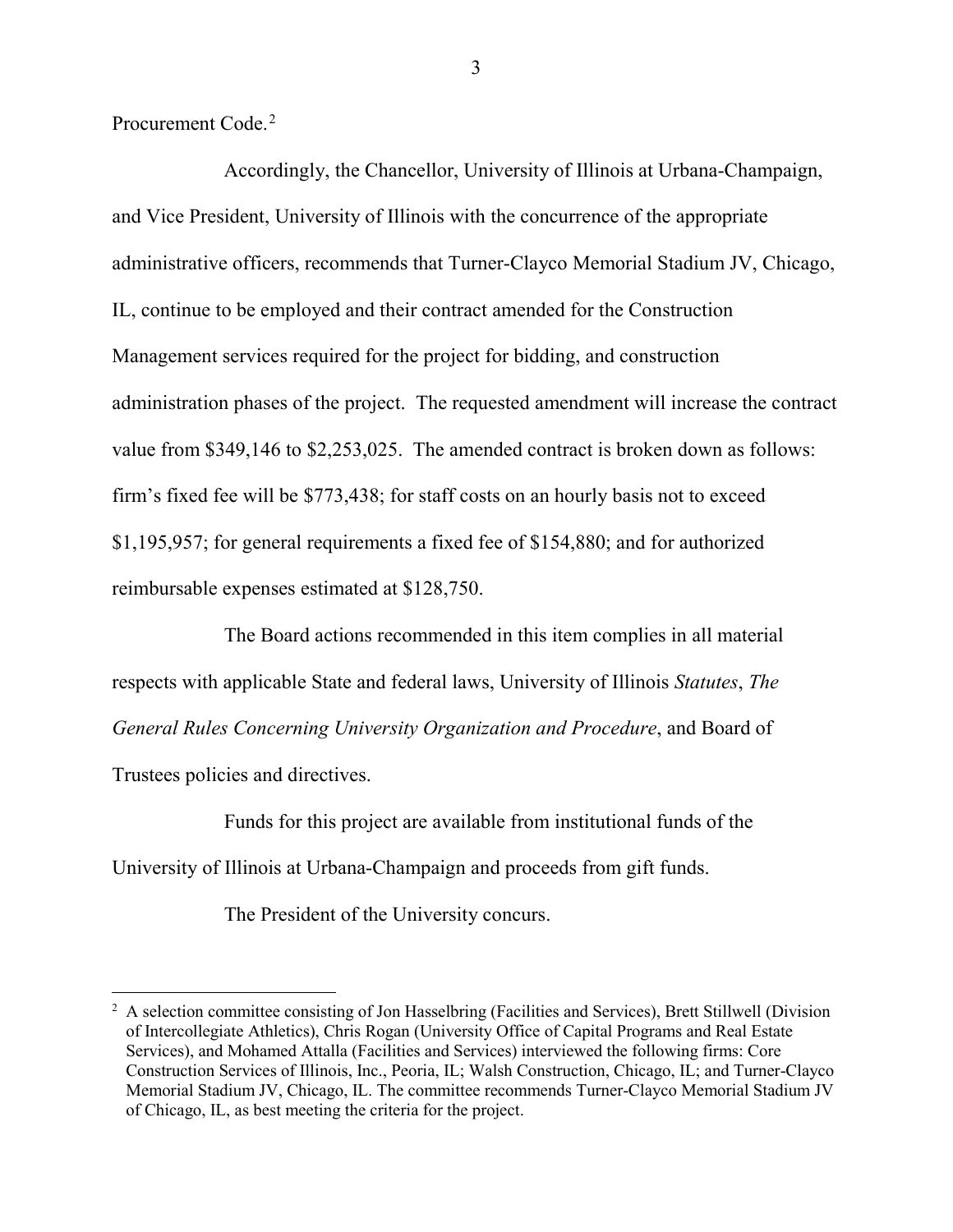Procurement Code.[2]

Accordingly, the Chancellor, University of Illinois at Urbana-Champaign, and Vice President, University of Illinois with the concurrence of the appropriate administrative officers, recommends that Turner-Clayco Memorial Stadium JV, Chicago, IL, continue to be employed and their contract amended for the Construction Management services required for the project for bidding, and construction administration phases of the project. The requested amendment will increase the contract value from $349,146 to $2,253,025. The amended contract is broken down as follows: firm's fixed fee will be $773,438; for staff costs on an hourly basis not to exceed $1,195,957; for general requirements a fixed fee of $154,880; and for authorized reimbursable expenses estimated at $128,750.

The Board actions recommended in this item complies in all material respects with applicable State and federal laws, University of Illinois *Statutes*, *The General Rules Concerning University Organization and Procedure*, and Board of Trustees policies and directives.

Funds for this project are available from institutional funds of the University of Illinois at Urbana-Champaign and proceeds from gift funds.

The President of the University concurs.

---

[2] A selection committee consisting of Jon Hasselbring (Facilities and Services), Brett Stillwell (Division of Intercollegiate Athletics), Chris Rogan (University Office of Capital Programs and Real Estate Services), and Mohamed Attalla (Facilities and Services) interviewed the following firms: Core Construction Services of Illinois, Inc., Peoria, IL; Walsh Construction, Chicago, IL; and Turner-Clayco Memorial Stadium JV, Chicago, IL. The committee recommends Turner-Clayco Memorial Stadium JV of Chicago, IL, as best meeting the criteria for the project.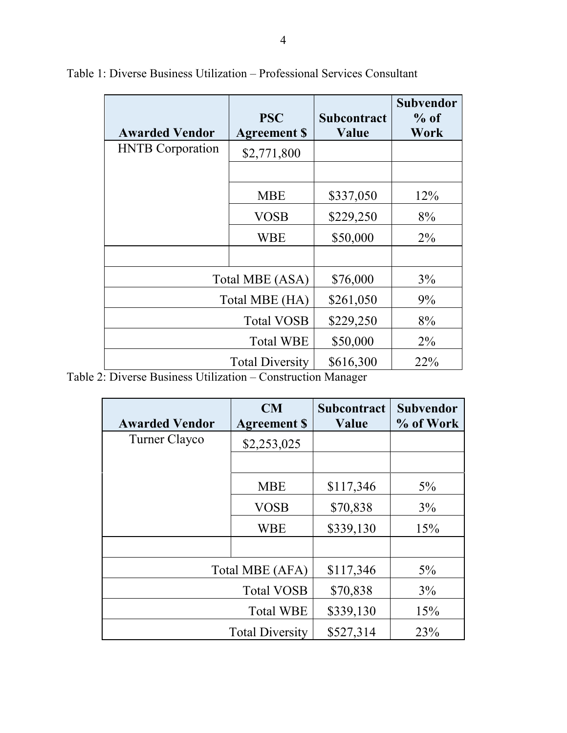Table 1: Diverse Business Utilization – Professional Services Consultant

| Awarded Vendor | PSC Agreement $ | Subcontract Value | Subvendor % of Work |
|---|---|---|---|
| HNTB Corporation | $2,771,800 | | |
| | | | |
| | MBE | $337,050 | 12% |
| | VOSB | $229,250 | 8% |
| | WBE | $50,000 | 2% |
| | | | |
| | Total MBE (ASA) | $76,000 | 3% |
| | Total MBE (HA) | $261,050 | 9% |
| | Total VOSB | $229,250 | 8% |
| | Total WBE | $50,000 | 2% |
| | Total Diversity | $616,300 | 22% |

Table 2: Diverse Business Utilization – Construction Manager

| Awarded Vendor | CM Agreement $ | Subcontract Value | Subvendor % of Work |
|---|---|---|---|
| Turner Clayco | $2,253,025 | | |
| | | | |
| | MBE | $117,346 | 5% |
| | VOSB | $70,838 | 3% |
| | WBE | $339,130 | 15% |
| | | | |
| | Total MBE (AFA) | $117,346 | 5% |
| | Total VOSB | $70,838 | 3% |
| | Total WBE | $339,130 | 15% |
| | Total Diversity | $527,314 | 23% |